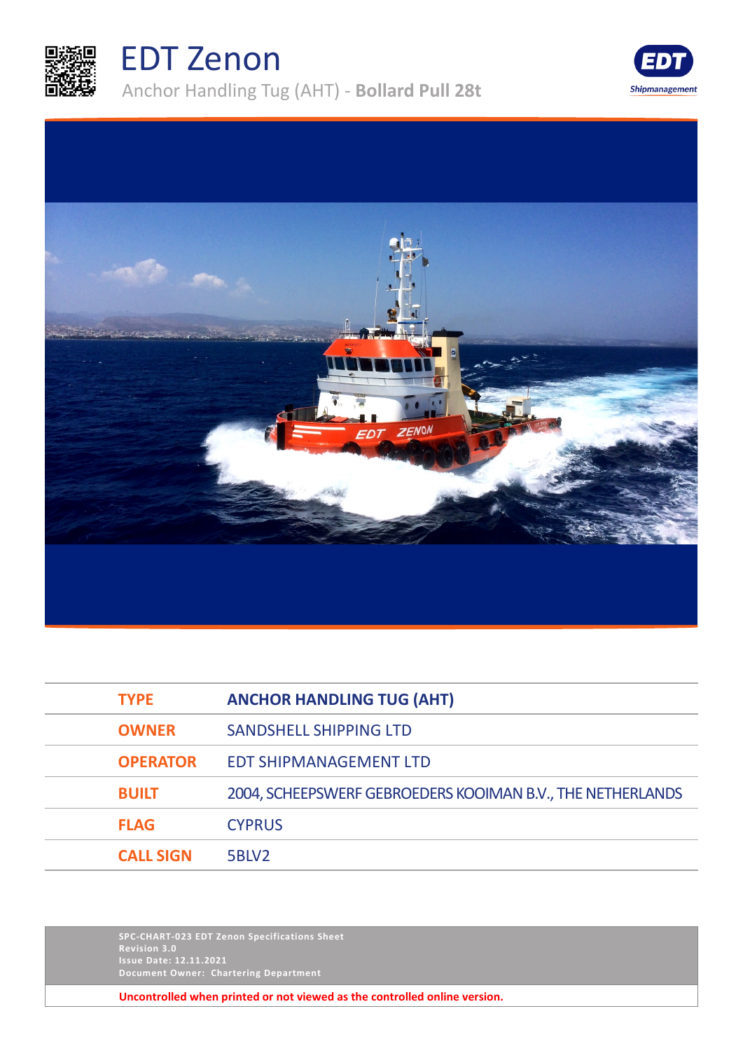# EDT Zenon

Anchor Handling Tug (AHT) - **Bollard Pull 28t**

| | |
|---|---|
| **TYPE** | **ANCHOR HANDLING TUG (AHT)** |
| **OWNER** | SANDSHELL SHIPPING LTD |
| **OPERATOR** | EDT SHIPMANAGEMENT LTD |
| **BUILT** | 2004, SCHEEPSWERF GEBROEDERS KOOIMAN B.V., THE NETHERLANDS |
| **FLAG** | CYPRUS |
| **CALL SIGN** | 5BLV2 |

SPC-CHART-023 EDT Zenon Specifications Sheet
Revision 3.0
Issue Date: 12.11.2021
Document Owner: Chartering Department

**Uncontrolled when printed or not viewed as the controlled online version.**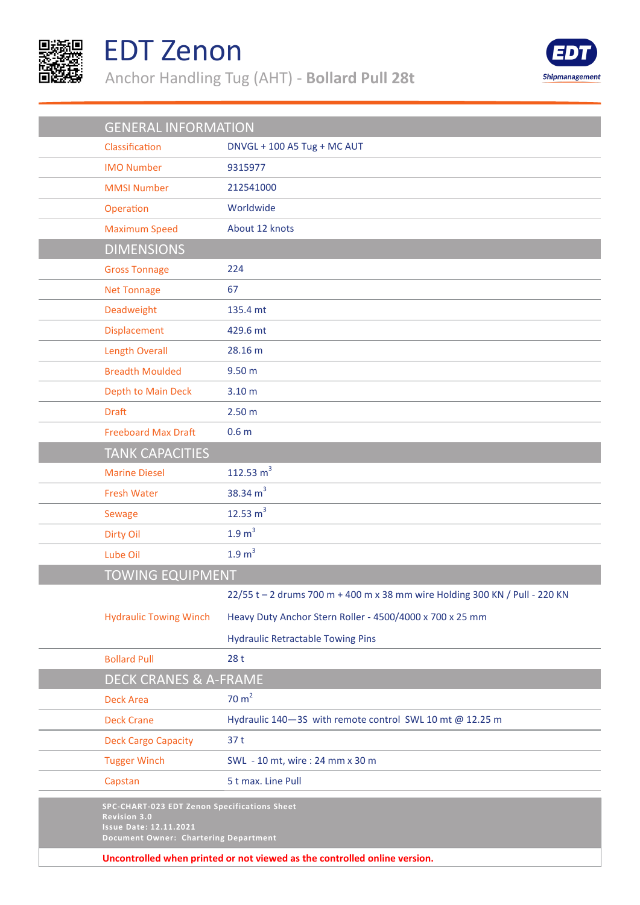# EDT Zenon

## Anchor Handling Tug (AHT) - **Bollard Pull 28t**

EDT Shipmanagement

| GENERAL INFORMATION | |
|---|---|
| Classification | DNVGL + 100 A5 Tug + MC AUT |
| IMO Number | 9315977 |
| MMSI Number | 212541000 |
| Operation | Worldwide |
| Maximum Speed | About 12 knots |
| **DIMENSIONS** | |
| Gross Tonnage | 224 |
| Net Tonnage | 67 |
| Deadweight | 135.4 mt |
| Displacement | 429.6 mt |
| Length Overall | 28.16 m |
| Breadth Moulded | 9.50 m |
| Depth to Main Deck | 3.10 m |
| Draft | 2.50 m |
| Freeboard Max Draft | 0.6 m |
| **TANK CAPACITIES** | |
| Marine Diesel | 112.53 $m^3$ |
| Fresh Water | 38.34 $m^3$ |
| Sewage | 12.53 $m^3$ |
| Dirty Oil | 1.9 $m^3$ |
| Lube Oil | 1.9 $m^3$ |
| **TOWING EQUIPMENT** | |
| Hydraulic Towing Winch | 22/55 t – 2 drums 700 m + 400 m x 38 mm wire Holding 300 KN / Pull - 220 KN<br>Heavy Duty Anchor Stern Roller - 4500/4000 x 700 x 25 mm<br>Hydraulic Retractable Towing Pins |
| Bollard Pull | 28 t |
| **DECK CRANES & A-FRAME** | |
| Deck Area | 70 $m^2$ |
| Deck Crane | Hydraulic 140—3S with remote control SWL 10 mt @ 12.25 m |
| Deck Cargo Capacity | 37 t |
| Tugger Winch | SWL - 10 mt, wire : 24 mm x 30 m |
| Capstan | 5 t max. Line Pull |

**SPC-CHART-023 EDT Zenon Specifications Sheet**
**Revision 3.0**
**Issue Date: 12.11.2021**
**Document Owner: Chartering Department**

**Uncontrolled when printed or not viewed as the controlled online version.**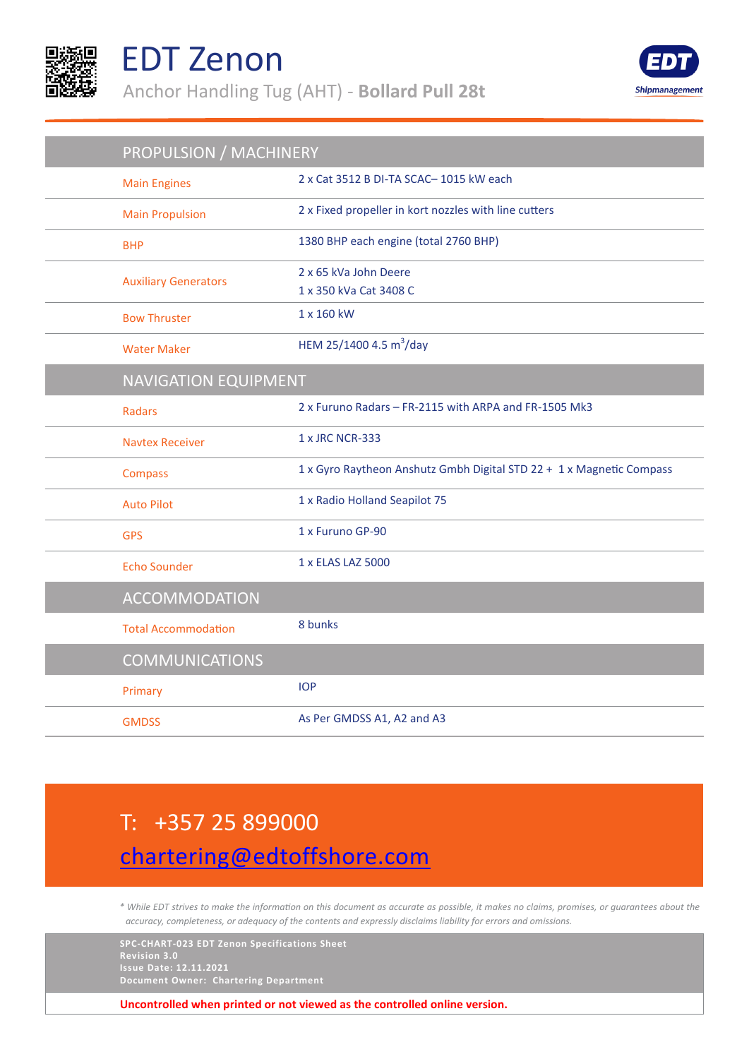# EDT Zenon

Anchor Handling Tug (AHT) - **Bollard Pull 28t**

## PROPULSION / MACHINERY

| | |
|---|---|
| Main Engines | 2 x Cat 3512 B DI-TA SCAC– 1015 kW each |
| Main Propulsion | 2 x Fixed propeller in kort nozzles with line cutters |
| BHP | 1380 BHP each engine (total 2760 BHP) |
| Auxiliary Generators | 2 x 65 kVa John Deere<br>1 x 350 kVa Cat 3408 C |
| Bow Thruster | 1 x 160 kW |
| Water Maker | HEM 25/1400 4.5 $m^3$/day |

## NAVIGATION EQUIPMENT

| | |
|---|---|
| Radars | 2 x Furuno Radars – FR-2115 with ARPA and FR-1505 Mk3 |
| Navtex Receiver | 1 x JRC NCR-333 |
| Compass | 1 x Gyro Raytheon Anshutz Gmbh Digital STD 22 + 1 x Magnetic Compass |
| Auto Pilot | 1 x Radio Holland Seapilot 75 |
| GPS | 1 x Furuno GP-90 |
| Echo Sounder | 1 x ELAS LAZ 5000 |

## ACCOMMODATION

| | |
|---|---|
| Total Accommodation | 8 bunks |

## COMMUNICATIONS

| | |
|---|---|
| Primary | IOP |
| GMDSS | As Per GMDSS A1, A2 and A3 |

T: +357 25 899000

chartering@edtoffshore.com

*\* While EDT strives to make the information on this document as accurate as possible, it makes no claims, promises, or guarantees about the accuracy, completeness, or adequacy of the contents and expressly disclaims liability for errors and omissions.*

**SPC-CHART-023 EDT Zenon Specifications Sheet**
**Revision 3.0**
**Issue Date: 12.11.2021**
**Document Owner: Chartering Department**

**Uncontrolled when printed or not viewed as the controlled online version.**